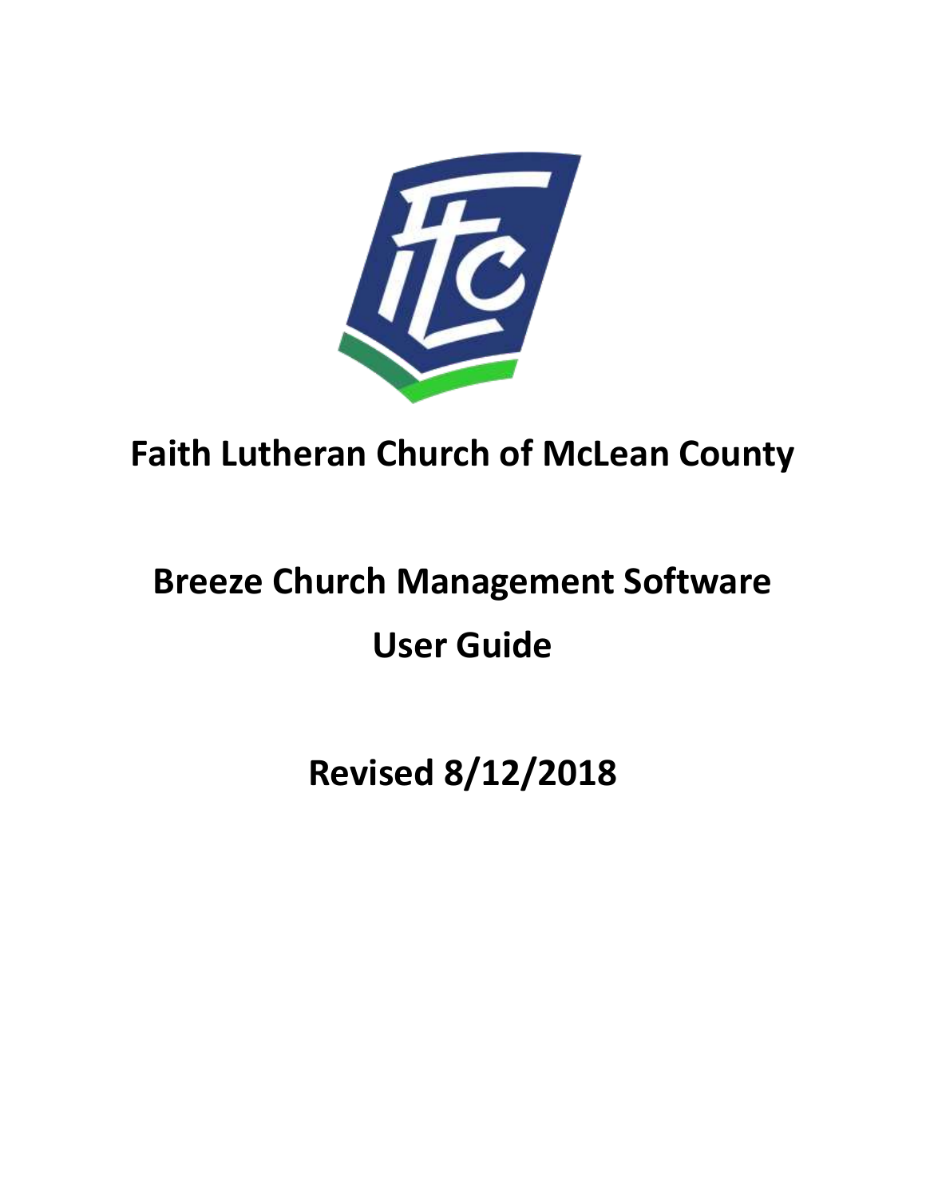# Faith Lutheran Church of McLean County

# Breeze Church Management Software

# User Guide

## Revised 8/12/2018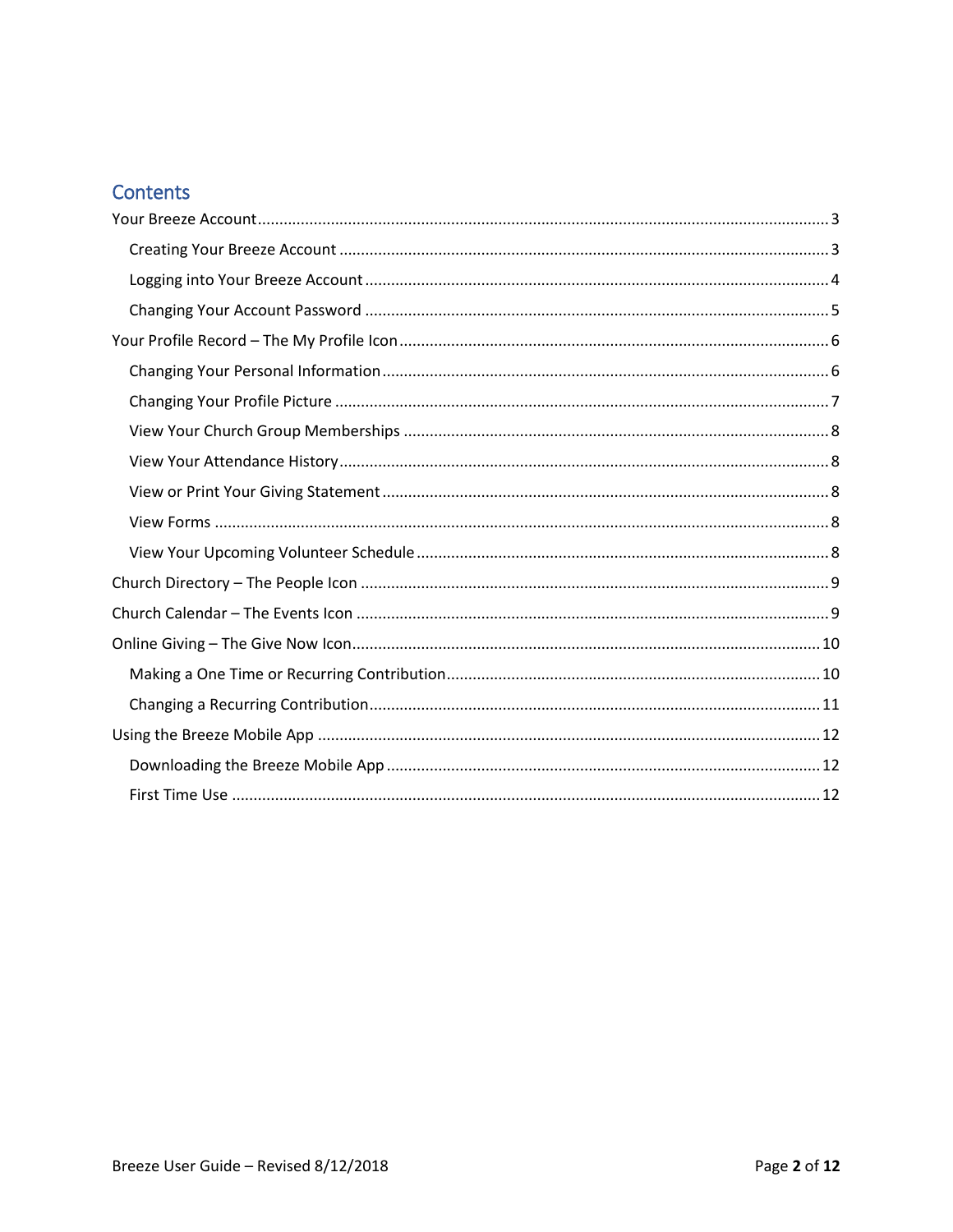# Contents

Your Breeze Account .......... 3

- Creating Your Breeze Account .......... 3
- Logging into Your Breeze Account .......... 4
- Changing Your Account Password .......... 5

Your Profile Record – The My Profile Icon .......... 6

- Changing Your Personal Information .......... 6
- Changing Your Profile Picture .......... 7
- View Your Church Group Memberships .......... 8
- View Your Attendance History .......... 8
- View or Print Your Giving Statement .......... 8
- View Forms .......... 8
- View Your Upcoming Volunteer Schedule .......... 8

Church Directory – The People Icon .......... 9

Church Calendar – The Events Icon .......... 9

Online Giving – The Give Now Icon .......... 10

- Making a One Time or Recurring Contribution .......... 10
- Changing a Recurring Contribution .......... 11

Using the Breeze Mobile App .......... 12

- Downloading the Breeze Mobile App .......... 12
- First Time Use .......... 12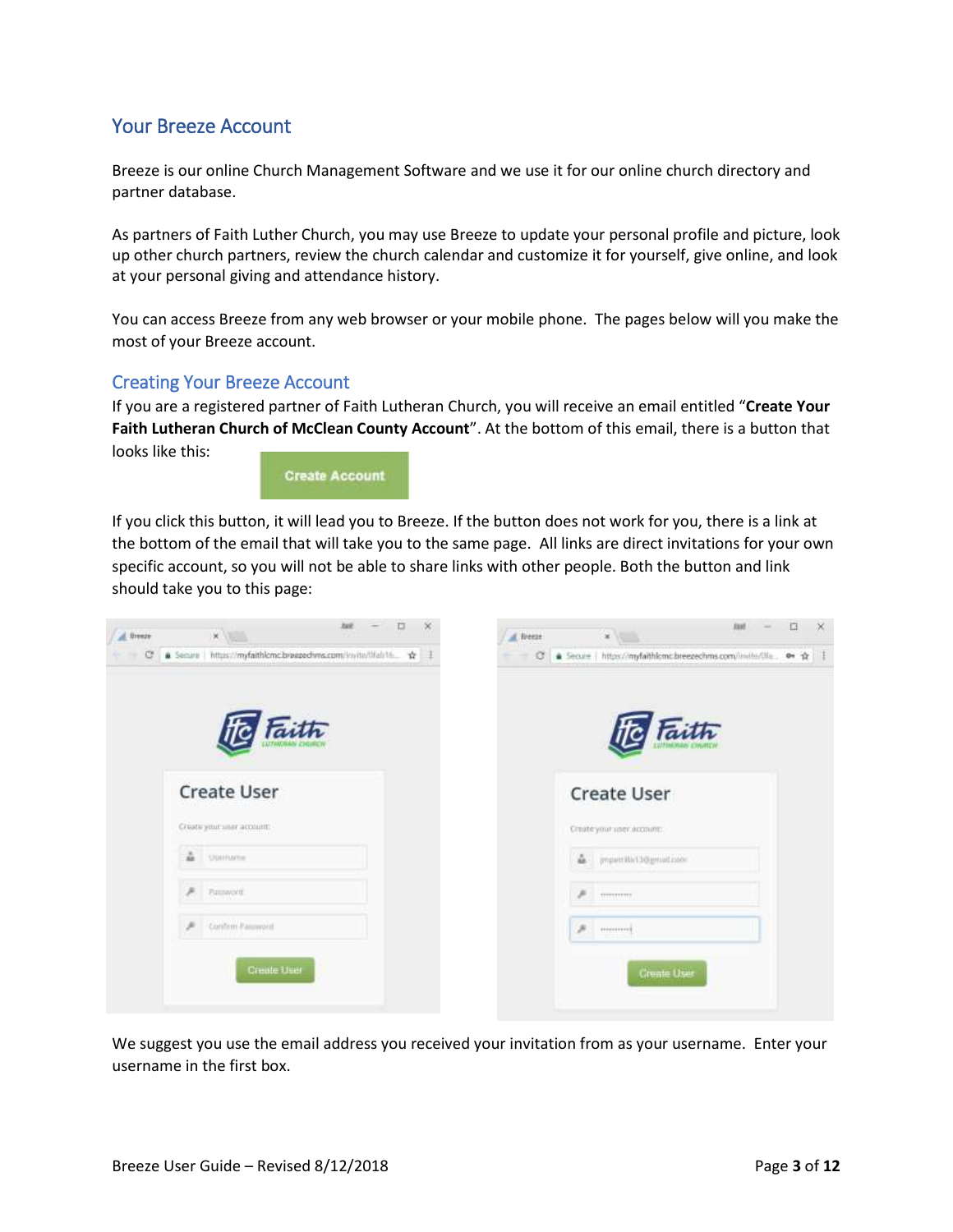## Your Breeze Account

Breeze is our online Church Management Software and we use it for our online church directory and partner database.

As partners of Faith Luther Church, you may use Breeze to update your personal profile and picture, look up other church partners, review the church calendar and customize it for yourself, give online, and look at your personal giving and attendance history.

You can access Breeze from any web browser or your mobile phone. The pages below will you make the most of your Breeze account.

### Creating Your Breeze Account

If you are a registered partner of Faith Lutheran Church, you will receive an email entitled "**Create Your Faith Lutheran Church of McClean County Account**". At the bottom of this email, there is a button that looks like this:

If you click this button, it will lead you to Breeze. If the button does not work for you, there is a link at the bottom of the email that will take you to the same page. All links are direct invitations for your own specific account, so you will not be able to share links with other people. Both the button and link should take you to this page:

We suggest you use the email address you received your invitation from as your username. Enter your username in the first box.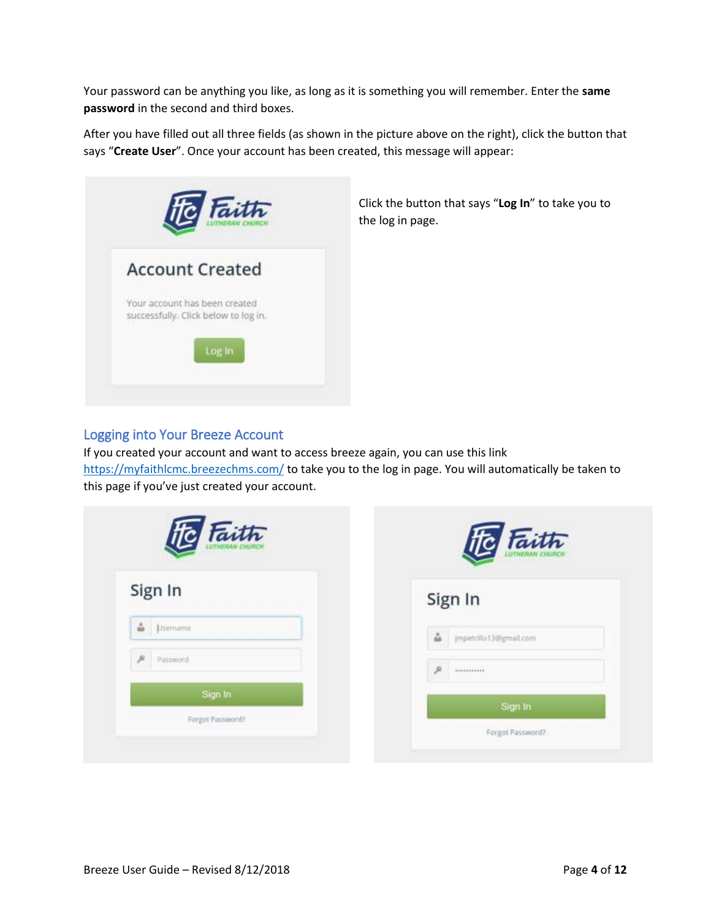Your password can be anything you like, as long as it is something you will remember. Enter the **same password** in the second and third boxes.

After you have filled out all three fields (as shown in the picture above on the right), click the button that says "**Create User**". Once your account has been created, this message will appear:

Click the button that says "**Log In**" to take you to the log in page.

## Logging into Your Breeze Account

If you created your account and want to access breeze again, you can use this link [https://myfaithlcmc.breezechms.com/](https://myfaithlcmc.breezechms.com/) to take you to the log in page. You will automatically be taken to this page if you've just created your account.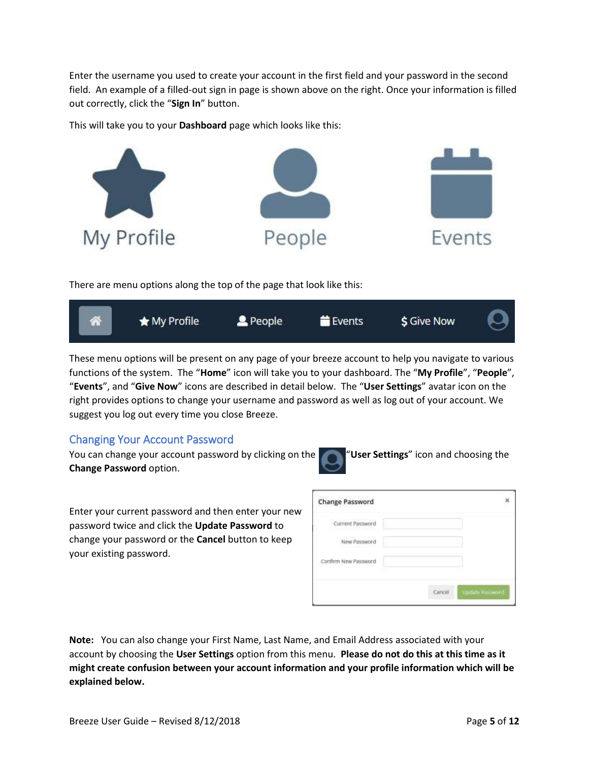Enter the username you used to create your account in the first field and your password in the second field. An example of a filled-out sign in page is shown above on the right. Once your information is filled out correctly, click the "**Sign In**" button.

This will take you to your **Dashboard** page which looks like this:

My Profile People Events

There are menu options along the top of the page that look like this:

My Profile People Events $ Give Now

These menu options will be present on any page of your breeze account to help you navigate to various functions of the system. The "**Home**" icon will take you to your dashboard. The "**My Profile**", "**People**", "**Events**", and "**Give Now**" icons are described in detail below. The "**User Settings**" avatar icon on the right provides options to change your username and password as well as log out of your account. We suggest you log out every time you close Breeze.

## Changing Your Account Password

You can change your account password by clicking on the "**User Settings**" icon and choosing the **Change Password** option.

Enter your current password and then enter your new password twice and click the **Update Password** to change your password or the **Cancel** button to keep your existing password.

Change Password

Current Password

New Password

Confirm New Password

Cancel Update Password

**Note:** You can also change your First Name, Last Name, and Email Address associated with your account by choosing the **User Settings** option from this menu. **Please do not do this at this time as it might create confusion between your account information and your profile information which will be explained below.**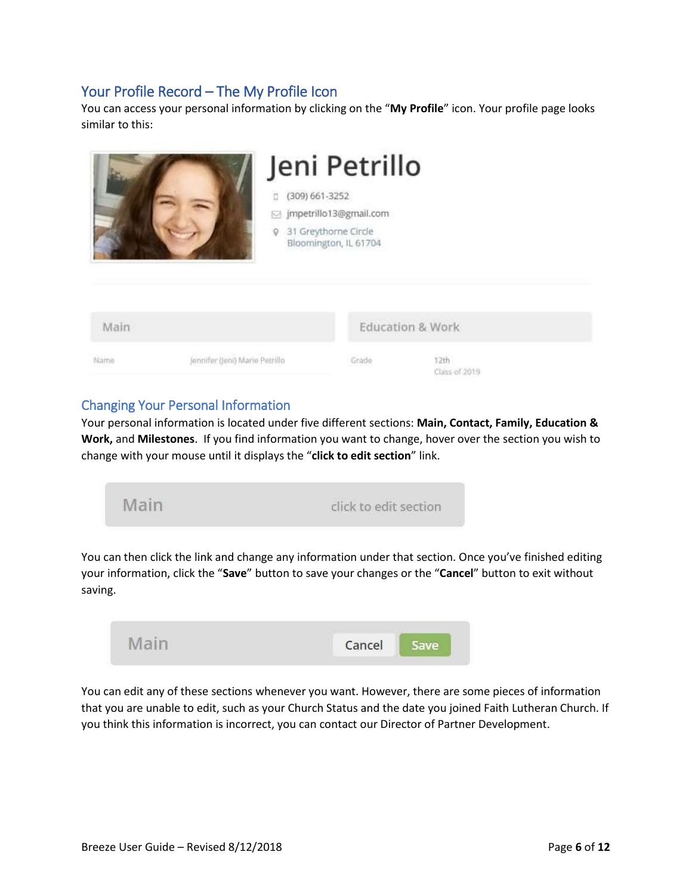## Your Profile Record – The My Profile Icon

You can access your personal information by clicking on the "**My Profile**" icon. Your profile page looks similar to this:

## Changing Your Personal Information

Your personal information is located under five different sections: **Main, Contact, Family, Education & Work,** and **Milestones**. If you find information you want to change, hover over the section you wish to change with your mouse until it displays the "**click to edit section**" link.

You can then click the link and change any information under that section. Once you've finished editing your information, click the "**Save**" button to save your changes or the "**Cancel**" button to exit without saving.

You can edit any of these sections whenever you want. However, there are some pieces of information that you are unable to edit, such as your Church Status and the date you joined Faith Lutheran Church. If you think this information is incorrect, you can contact our Director of Partner Development.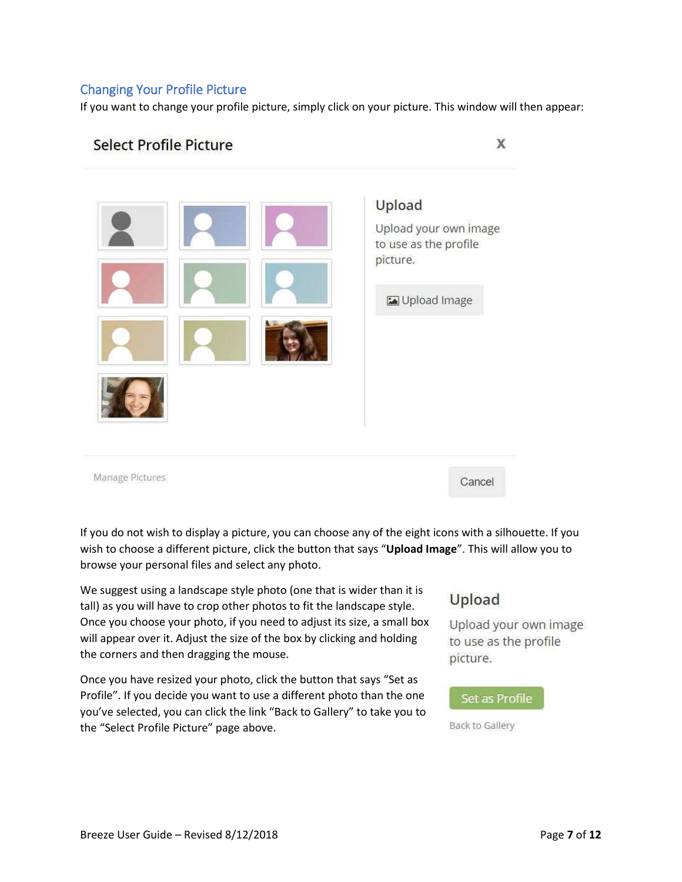## Changing Your Profile Picture

If you want to change your profile picture, simply click on your picture. This window will then appear:

Select Profile Picture

Upload

Upload your own image to use as the profile picture.

Upload Image

Manage Pictures

Cancel

If you do not wish to display a picture, you can choose any of the eight icons with a silhouette. If you wish to choose a different picture, click the button that says “**Upload Image**”. This will allow you to browse your personal files and select any photo.

We suggest using a landscape style photo (one that is wider than it is tall) as you will have to crop other photos to fit the landscape style. Once you choose your photo, if you need to adjust its size, a small box will appear over it. Adjust the size of the box by clicking and holding the corners and then dragging the mouse.

Once you have resized your photo, click the button that says “Set as Profile”. If you decide you want to use a different photo than the one you’ve selected, you can click the link “Back to Gallery” to take you to the “Select Profile Picture” page above.

Upload

Upload your own image to use as the profile picture.

Set as Profile

Back to Gallery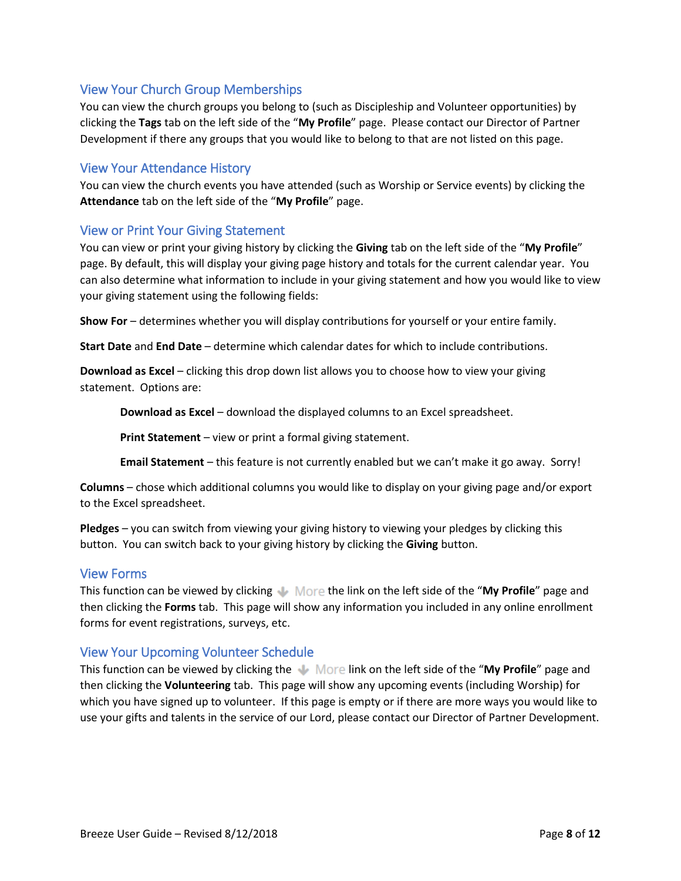## View Your Church Group Memberships

You can view the church groups you belong to (such as Discipleship and Volunteer opportunities) by clicking the **Tags** tab on the left side of the "**My Profile**" page. Please contact our Director of Partner Development if there any groups that you would like to belong to that are not listed on this page.

## View Your Attendance History

You can view the church events you have attended (such as Worship or Service events) by clicking the **Attendance** tab on the left side of the "**My Profile**" page.

## View or Print Your Giving Statement

You can view or print your giving history by clicking the **Giving** tab on the left side of the "**My Profile**" page. By default, this will display your giving page history and totals for the current calendar year. You can also determine what information to include in your giving statement and how you would like to view your giving statement using the following fields:

**Show For** – determines whether you will display contributions for yourself or your entire family.

**Start Date** and **End Date** – determine which calendar dates for which to include contributions.

**Download as Excel** – clicking this drop down list allows you to choose how to view your giving statement. Options are:

> **Download as Excel** – download the displayed columns to an Excel spreadsheet.
>
> **Print Statement** – view or print a formal giving statement.
>
> **Email Statement** – this feature is not currently enabled but we can't make it go away. Sorry!

**Columns** – chose which additional columns you would like to display on your giving page and/or export to the Excel spreadsheet.

**Pledges** – you can switch from viewing your giving history to viewing your pledges by clicking this button. You can switch back to your giving history by clicking the **Giving** button.

## View Forms

This function can be viewed by clicking More the link on the left side of the "**My Profile**" page and then clicking the **Forms** tab. This page will show any information you included in any online enrollment forms for event registrations, surveys, etc.

## View Your Upcoming Volunteer Schedule

This function can be viewed by clicking the More link on the left side of the "**My Profile**" page and then clicking the **Volunteering** tab. This page will show any upcoming events (including Worship) for which you have signed up to volunteer. If this page is empty or if there are more ways you would like to use your gifts and talents in the service of our Lord, please contact our Director of Partner Development.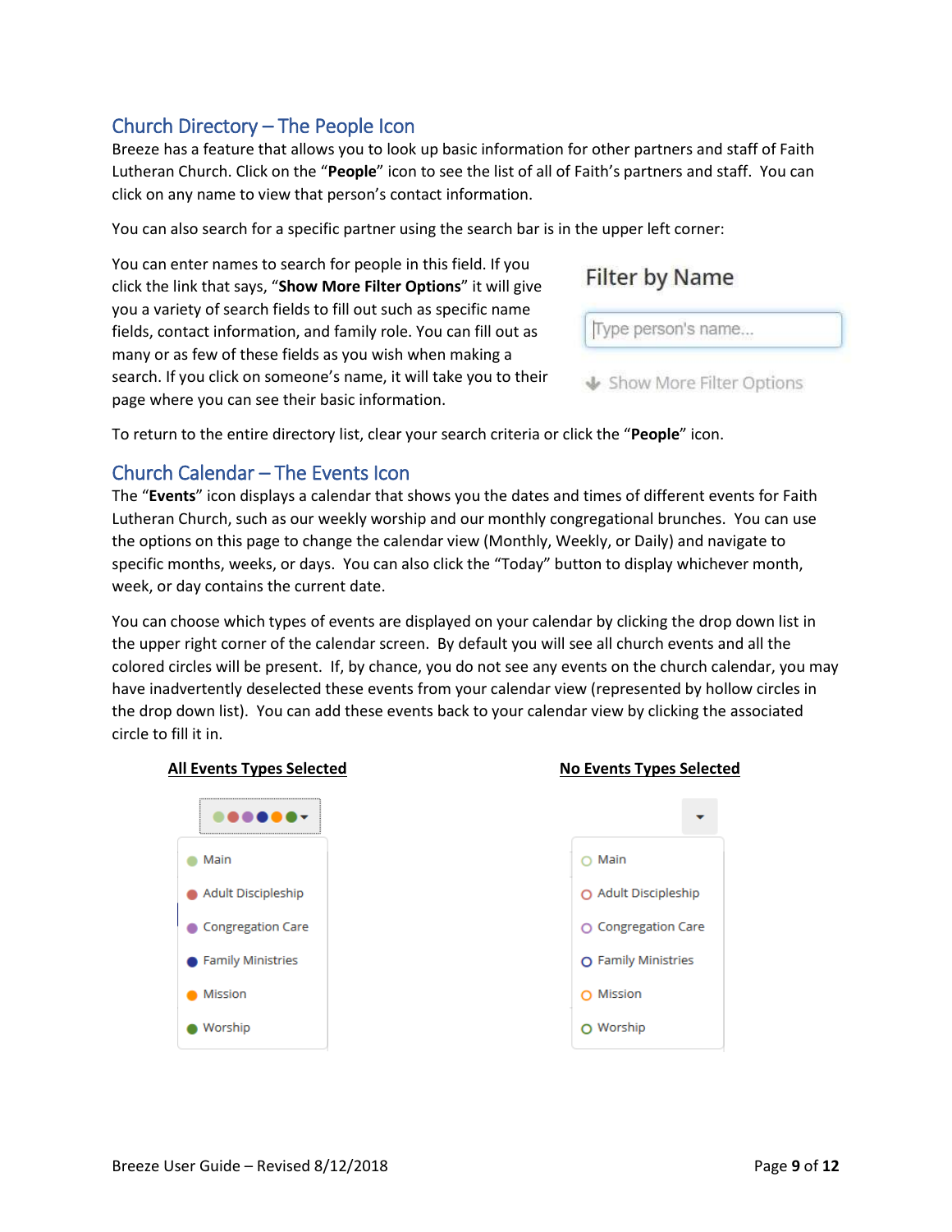## Church Directory – The People Icon

Breeze has a feature that allows you to look up basic information for other partners and staff of Faith Lutheran Church. Click on the "**People**" icon to see the list of all of Faith's partners and staff. You can click on any name to view that person's contact information.

You can also search for a specific partner using the search bar is in the upper left corner:

You can enter names to search for people in this field. If you click the link that says, "**Show More Filter Options**" it will give you a variety of search fields to fill out such as specific name fields, contact information, and family role. You can fill out as many or as few of these fields as you wish when making a search. If you click on someone's name, it will take you to their page where you can see their basic information.

Filter by Name

Type person's name...

Show More Filter Options

To return to the entire directory list, clear your search criteria or click the "**People**" icon.

## Church Calendar – The Events Icon

The "**Events**" icon displays a calendar that shows you the dates and times of different events for Faith Lutheran Church, such as our weekly worship and our monthly congregational brunches. You can use the options on this page to change the calendar view (Monthly, Weekly, or Daily) and navigate to specific months, weeks, or days. You can also click the "Today" button to display whichever month, week, or day contains the current date.

You can choose which types of events are displayed on your calendar by clicking the drop down list in the upper right corner of the calendar screen. By default you will see all church events and all the colored circles will be present. If, by chance, you do not see any events on the church calendar, you may have inadvertently deselected these events from your calendar view (represented by hollow circles in the drop down list). You can add these events back to your calendar view by clicking the associated circle to fill it in.

| **All Events Types Selected** | **No Events Types Selected** |
| --- | --- |
| ● Main | ○ Main |
| ● Adult Discipleship | ○ Adult Discipleship |
| ● Congregation Care | ○ Congregation Care |
| ● Family Ministries | ○ Family Ministries |
| ● Mission | ○ Mission |
| ● Worship | ○ Worship |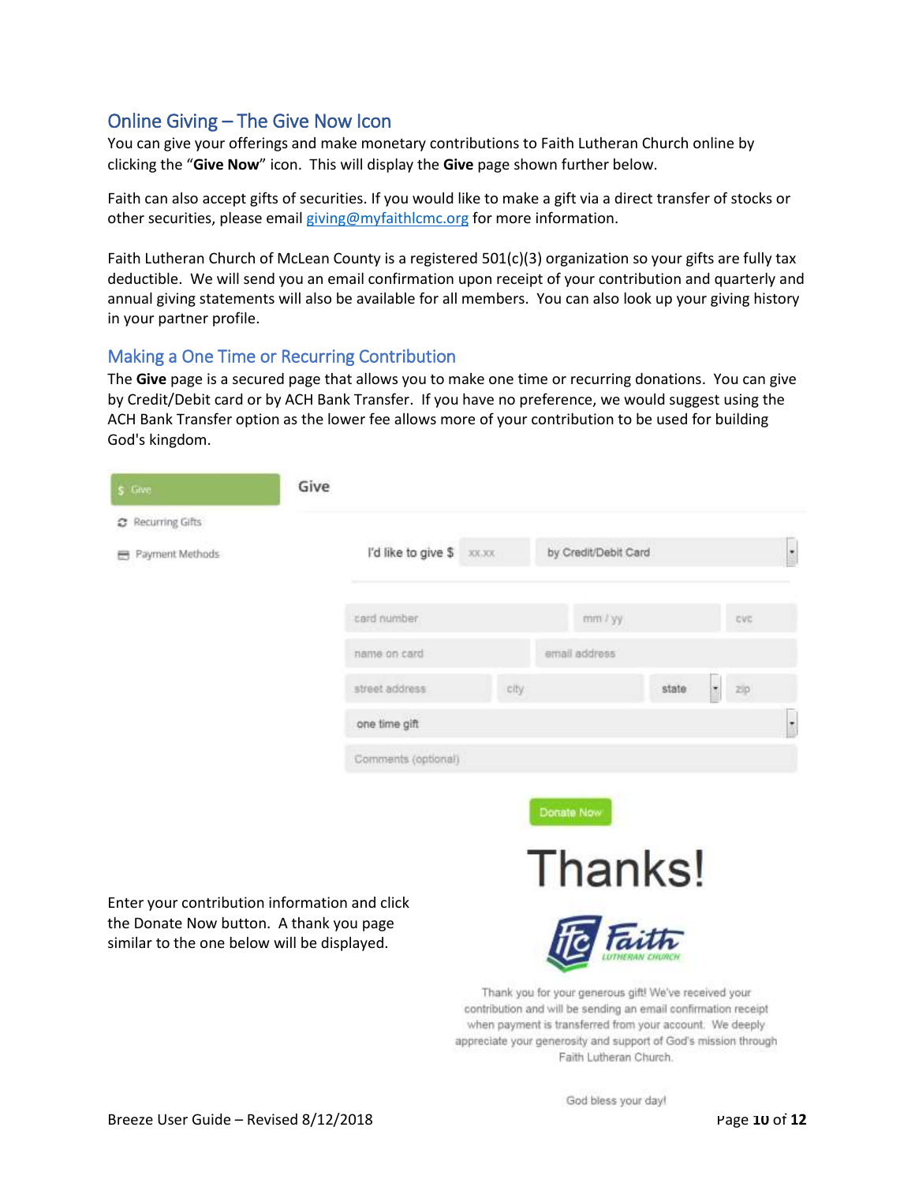## Online Giving – The Give Now Icon

You can give your offerings and make monetary contributions to Faith Lutheran Church online by clicking the "**Give Now**" icon. This will display the **Give** page shown further below.

Faith can also accept gifts of securities. If you would like to make a gift via a direct transfer of stocks or other securities, please email giving@myfaithlcmc.org for more information.

Faith Lutheran Church of McLean County is a registered 501(c)(3) organization so your gifts are fully tax deductible. We will send you an email confirmation upon receipt of your contribution and quarterly and annual giving statements will also be available for all members. You can also look up your giving history in your partner profile.

## Making a One Time or Recurring Contribution

The **Give** page is a secured page that allows you to make one time or recurring donations. You can give by Credit/Debit card or by ACH Bank Transfer. If you have no preference, we would suggest using the ACH Bank Transfer option as the lower fee allows more of your contribution to be used for building God's kingdom.

Enter your contribution information and click the Donate Now button. A thank you page similar to the one below will be displayed.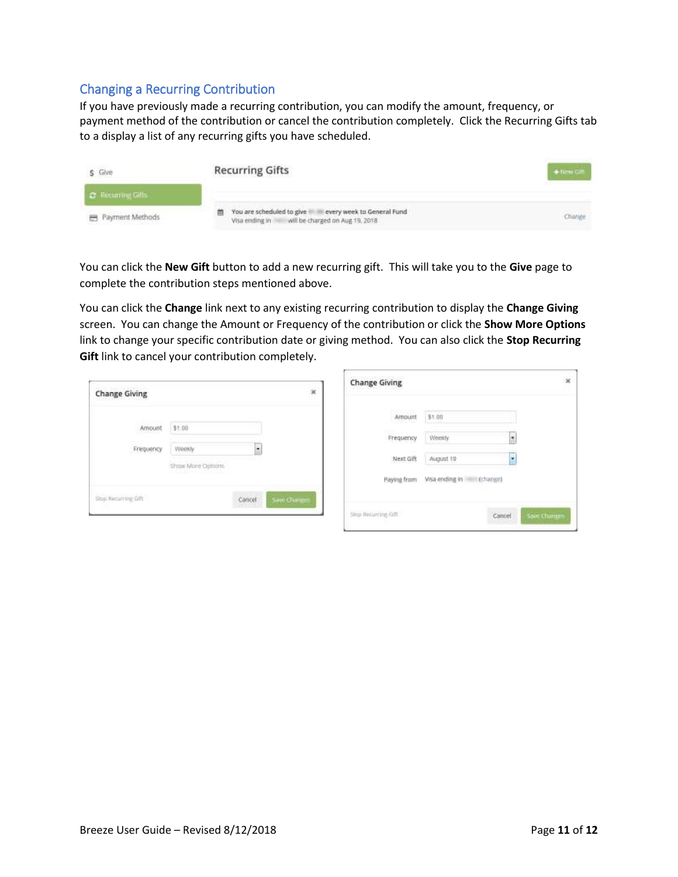## Changing a Recurring Contribution

If you have previously made a recurring contribution, you can modify the amount, frequency, or payment method of the contribution or cancel the contribution completely. Click the Recurring Gifts tab to a display a list of any recurring gifts you have scheduled.

You can click the **New Gift** button to add a new recurring gift. This will take you to the **Give** page to complete the contribution steps mentioned above.

You can click the **Change** link next to any existing recurring contribution to display the **Change Giving** screen. You can change the Amount or Frequency of the contribution or click the **Show More Options** link to change your specific contribution date or giving method. You can also click the **Stop Recurring Gift** link to cancel your contribution completely.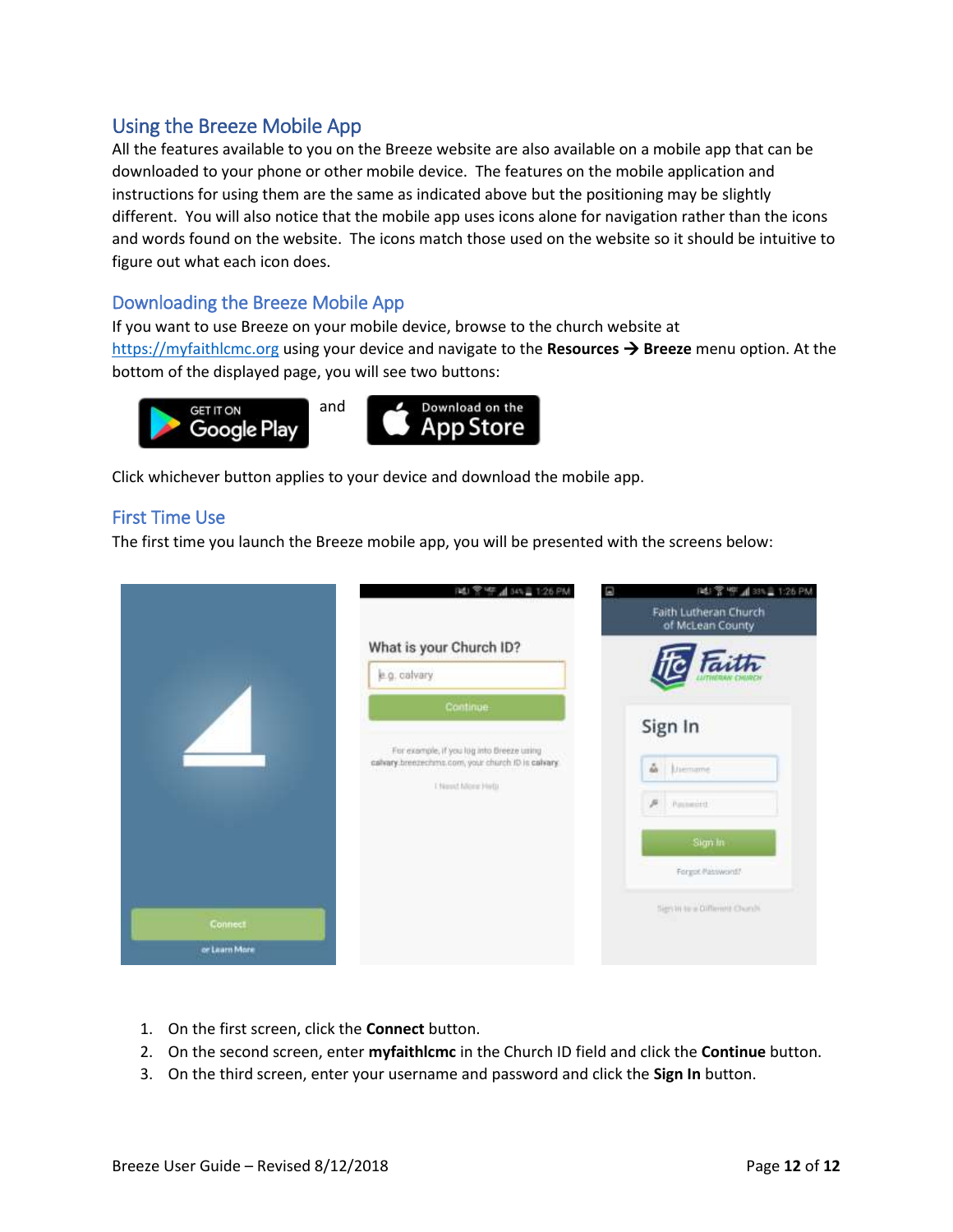## Using the Breeze Mobile App

All the features available to you on the Breeze website are also available on a mobile app that can be downloaded to your phone or other mobile device. The features on the mobile application and instructions for using them are the same as indicated above but the positioning may be slightly different. You will also notice that the mobile app uses icons alone for navigation rather than the icons and words found on the website. The icons match those used on the website so it should be intuitive to figure out what each icon does.

### Downloading the Breeze Mobile App

If you want to use Breeze on your mobile device, browse to the church website at https://myfaithlcmc.org using your device and navigate to the **Resources → Breeze** menu option. At the bottom of the displayed page, you will see two buttons:

GET IT ON Google Play and Download on the App Store

Click whichever button applies to your device and download the mobile app.

### First Time Use

The first time you launch the Breeze mobile app, you will be presented with the screens below:

1. On the first screen, click the **Connect** button.
2. On the second screen, enter **myfaithlcmc** in the Church ID field and click the **Continue** button.
3. On the third screen, enter your username and password and click the **Sign In** button.

Breeze User Guide – Revised 8/12/2018